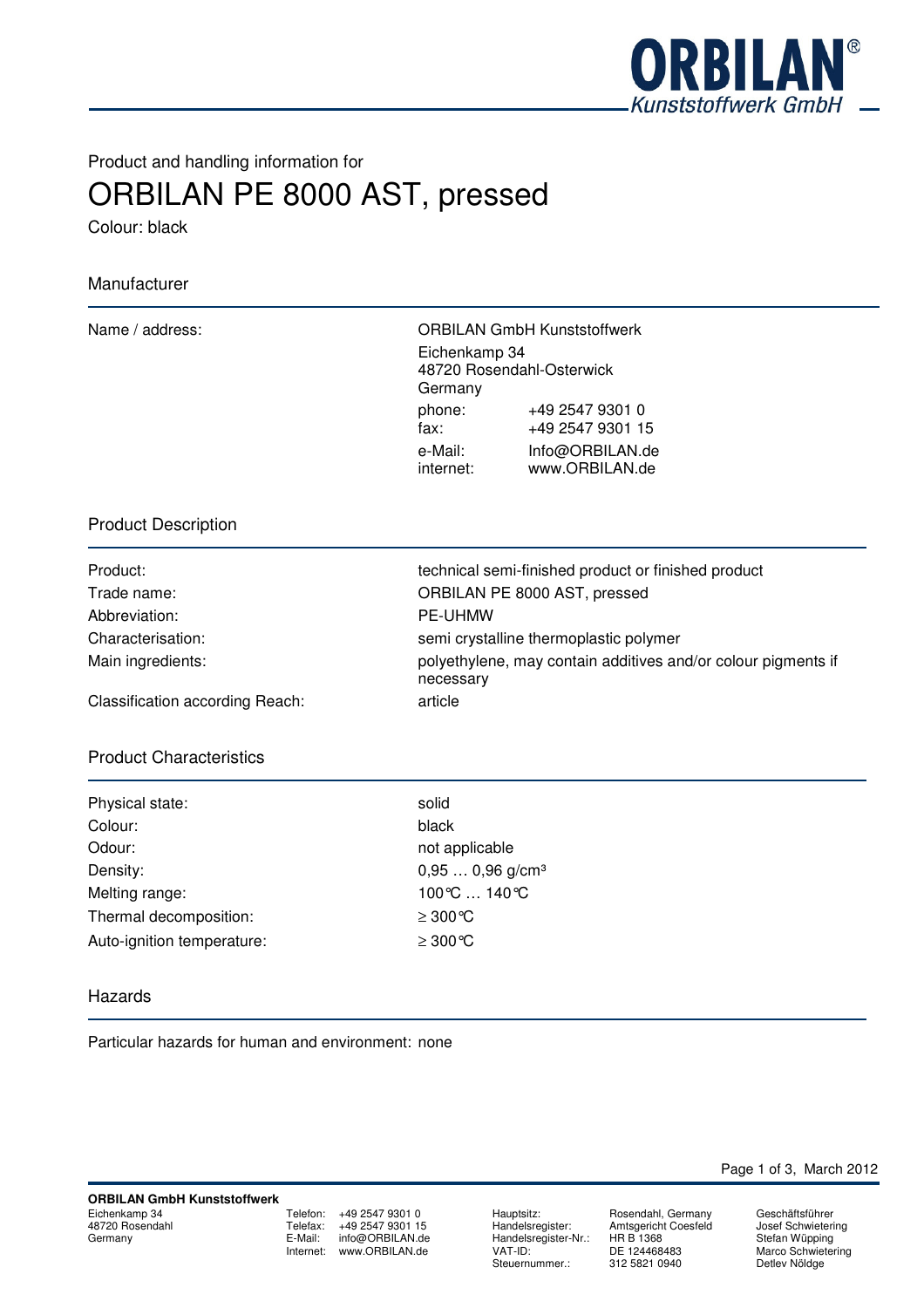**ORBILAN®**
*Kunststoffwerk GmbH*

Product and handling information for

# ORBILAN PE 8000 AST, pressed

Colour: black

## Manufacturer

| | |
|---|---|
| Name / address: | ORBILAN GmbH Kunststoffwerk<br>Eichenkamp 34<br>48720 Rosendahl-Osterwick<br>Germany |
| | phone: +49 2547 9301 0<br>fax: +49 2547 9301 15 |
| | e-Mail: Info@ORBILAN.de<br>internet: www.ORBILAN.de |

## Product Description

| | |
|---|---|
| Product: | technical semi-finished product or finished product |
| Trade name: | ORBILAN PE 8000 AST, pressed |
| Abbreviation: | PE-UHMW |
| Characterisation: | semi crystalline thermoplastic polymer |
| Main ingredients: | polyethylene, may contain additives and/or colour pigments if necessary |
| Classification according Reach: | article |

## Product Characteristics

| | |
|---|---|
| Physical state: | solid |
| Colour: | black |
| Odour: | not applicable |
| Density: | 0,95 … 0,96 g/cm³ |
| Melting range: | 100℃ … 140℃ |
| Thermal decomposition: | ≥ 300℃ |
| Auto-ignition temperature: | ≥ 300℃ |

## Hazards

Particular hazards for human and environment: none

**ORBILAN GmbH Kunststoffwerk**
Eichenkamp 34
48720 Rosendahl
Germany

Telefon: +49 2547 9301 0
Telefax: +49 2547 9301 15
E-Mail: info@ORBILAN.de
Internet: www.ORBILAN.de

Hauptsitz: Rosendahl, Germany
Handelsregister: Amtsgericht Coesfeld
Handelsregister-Nr.: HR B 1368
VAT-ID: DE 124468483
Steuernummer.: 312 5821 0940

Geschäftsführer
Josef Schwietering
Stefan Wüpping
Marco Schwietering
Detlev Nöldge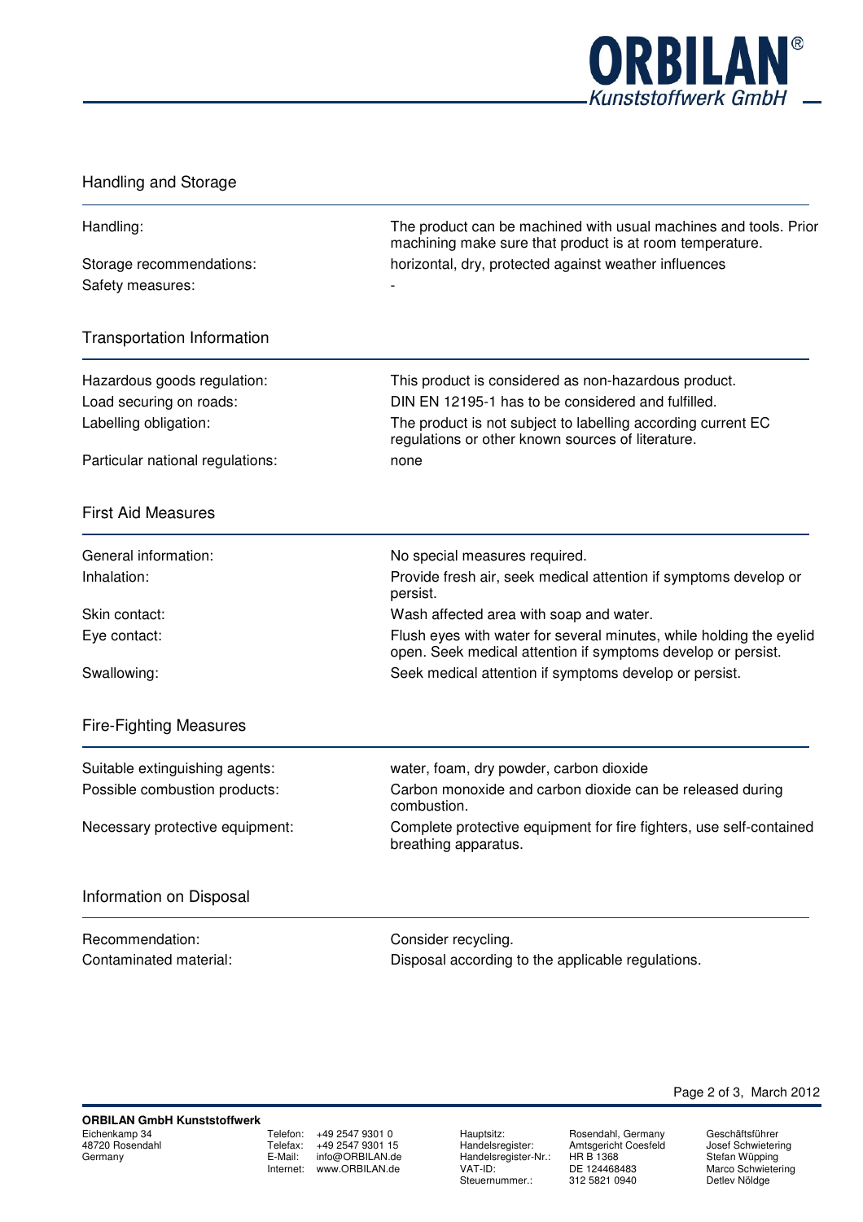## Handling and Storage

| | |
|---|---|
| Handling: | The product can be machined with usual machines and tools. Prior machining make sure that product is at room temperature. |
| Storage recommendations: | horizontal, dry, protected against weather influences |
| Safety measures: | - |

## Transportation Information

| | |
|---|---|
| Hazardous goods regulation: | This product is considered as non-hazardous product. |
| Load securing on roads: | DIN EN 12195-1 has to be considered and fulfilled. |
| Labelling obligation: | The product is not subject to labelling according current EC regulations or other known sources of literature. |
| Particular national regulations: | none |

## First Aid Measures

| | |
|---|---|
| General information: | No special measures required. |
| Inhalation: | Provide fresh air, seek medical attention if symptoms develop or persist. |
| Skin contact: | Wash affected area with soap and water. |
| Eye contact: | Flush eyes with water for several minutes, while holding the eyelid open. Seek medical attention if symptoms develop or persist. |
| Swallowing: | Seek medical attention if symptoms develop or persist. |

## Fire-Fighting Measures

| | |
|---|---|
| Suitable extinguishing agents: | water, foam, dry powder, carbon dioxide |
| Possible combustion products: | Carbon monoxide and carbon dioxide can be released during combustion. |
| Necessary protective equipment: | Complete protective equipment for fire fighters, use self-contained breathing apparatus. |

## Information on Disposal

| | |
|---|---|
| Recommendation: | Consider recycling. |
| Contaminated material: | Disposal according to the applicable regulations. |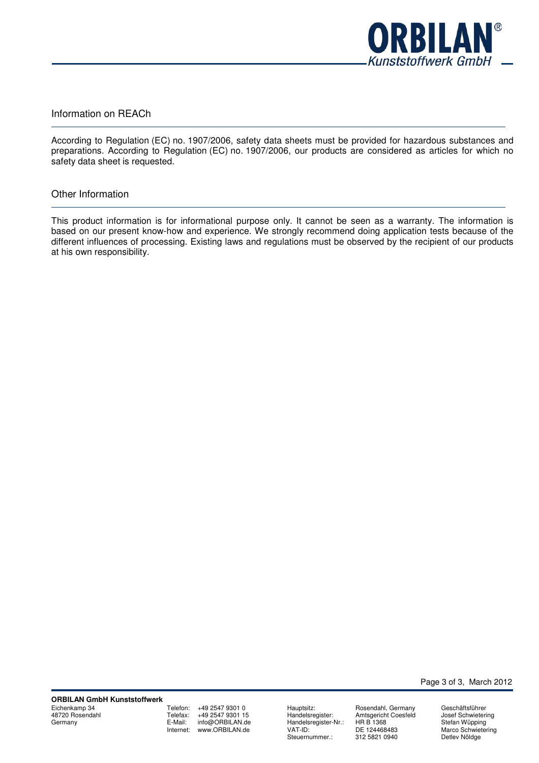## Information on REACh

According to Regulation (EC) no. 1907/2006, safety data sheets must be provided for hazardous substances and preparations. According to Regulation (EC) no. 1907/2006, our products are considered as articles for which no safety data sheet is requested.

## Other Information

This product information is for informational purpose only. It cannot be seen as a warranty. The information is based on our present know-how and experience. We strongly recommend doing application tests because of the different influences of processing. Existing laws and regulations must be observed by the recipient of our products at his own responsibility.